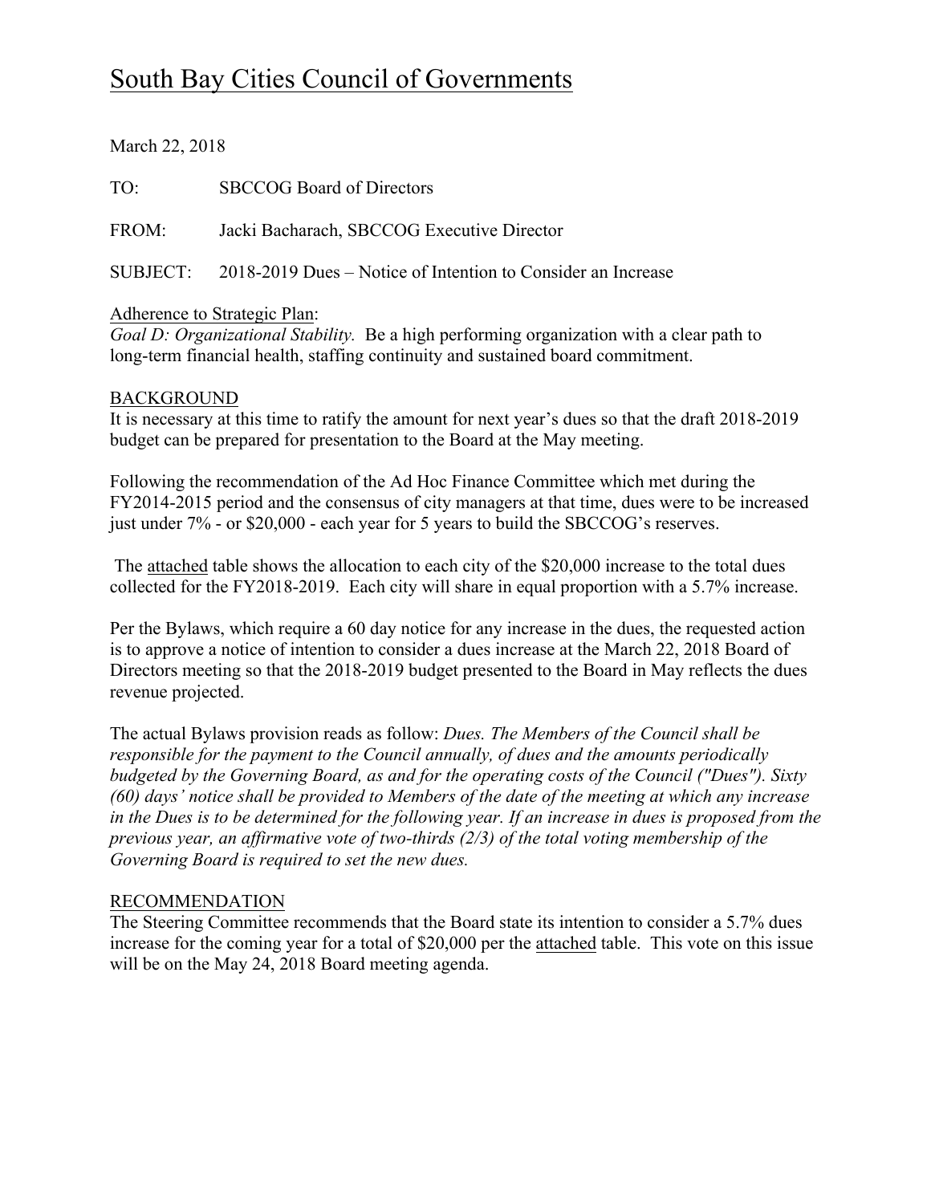# South Bay Cities Council of Governments

March 22, 2018

TO: SBCCOG Board of Directors

FROM: Jacki Bacharach, SBCCOG Executive Director

SUBJECT: 2018-2019 Dues – Notice of Intention to Consider an Increase

Adherence to Strategic Plan:
*Goal D: Organizational Stability.* Be a high performing organization with a clear path to long-term financial health, staffing continuity and sustained board commitment.

## BACKGROUND

It is necessary at this time to ratify the amount for next year's dues so that the draft 2018-2019 budget can be prepared for presentation to the Board at the May meeting.

Following the recommendation of the Ad Hoc Finance Committee which met during the FY2014-2015 period and the consensus of city managers at that time, dues were to be increased just under 7% - or $20,000 - each year for 5 years to build the SBCCOG's reserves.

The attached table shows the allocation to each city of the $20,000 increase to the total dues collected for the FY2018-2019. Each city will share in equal proportion with a 5.7% increase.

Per the Bylaws, which require a 60 day notice for any increase in the dues, the requested action is to approve a notice of intention to consider a dues increase at the March 22, 2018 Board of Directors meeting so that the 2018-2019 budget presented to the Board in May reflects the dues revenue projected.

The actual Bylaws provision reads as follow: *Dues. The Members of the Council shall be responsible for the payment to the Council annually, of dues and the amounts periodically budgeted by the Governing Board, as and for the operating costs of the Council ("Dues"). Sixty (60) days' notice shall be provided to Members of the date of the meeting at which any increase in the Dues is to be determined for the following year. If an increase in dues is proposed from the previous year, an affirmative vote of two-thirds (2/3) of the total voting membership of the Governing Board is required to set the new dues.*

## RECOMMENDATION

The Steering Committee recommends that the Board state its intention to consider a 5.7% dues increase for the coming year for a total of $20,000 per the attached table. This vote on this issue will be on the May 24, 2018 Board meeting agenda.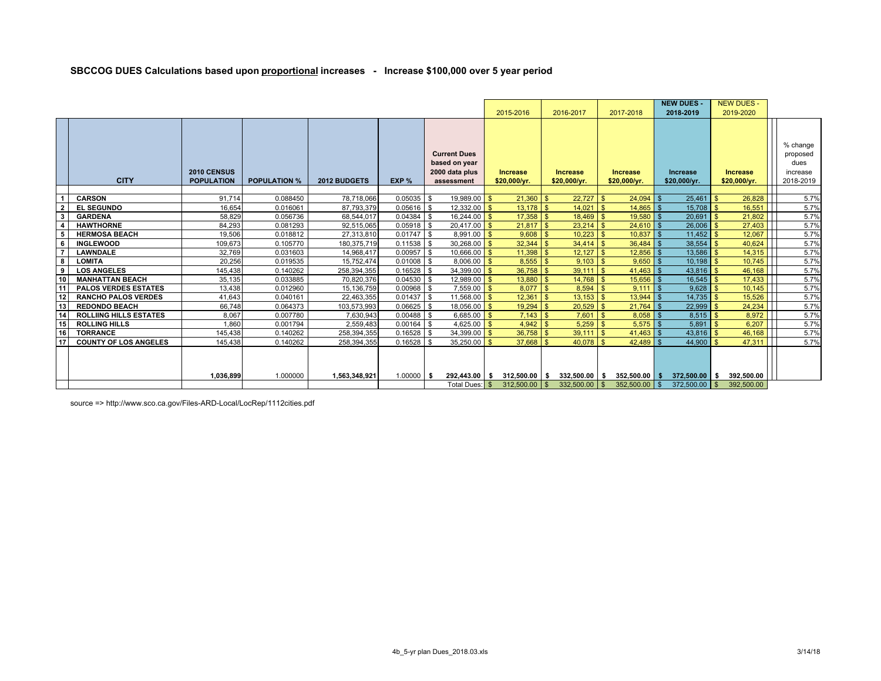## SBCCOG DUES Calculations based upon proportional increases - Increase $100,000 over 5 year period

| | | | | | | | 2015-2016 | 2016-2017 | 2017-2018 | NEW DUES - 2018-2019 | NEW DUES - 2019-2020 | |
|---|---|---|---|---|---|---|---|---|---|---|---|---|
| | CITY | 2010 CENSUS POPULATION | POPULATION % | 2012 BUDGETS | EXP % | Current Dues based on year 2000 data plus assessment | Increase $20,000/yr. | Increase $20,000/yr. | Increase $20,000/yr. | Increase $20,000/yr. | Increase $20,000/yr. | % change proposed dues increase 2018-2019 |
| 1 | CARSON | 91,714 | 0.088450 | 78,718,066 | 0.05035 | $ 19,989.00 | $ 21,360 | $ 22,727 | $ 24,094 | $ 25,461 | $ 26,828 | 5.7% |
| 2 | EL SEGUNDO | 16,654 | 0.016061 | 87,793,379 | 0.05616 | $ 12,332.00 | $ 13,178 | $ 14,021 | $ 14,865 | $ 15,708 | $ 16,551 | 5.7% |
| 3 | GARDENA | 58,829 | 0.056736 | 68,544,017 | 0.04384 | $ 16,244.00 | $ 17,358 | $ 18,469 | $ 19,580 | $ 20,691 | $ 21,802 | 5.7% |
| 4 | HAWTHORNE | 84,293 | 0.081293 | 92,515,065 | 0.05918 | $ 20,417.00 | $ 21,817 | $ 23,214 | $ 24,610 | $ 26,006 | $ 27,403 | 5.7% |
| 5 | HERMOSA BEACH | 19,506 | 0.018812 | 27,313,810 | 0.01747 | $ 8,991.00 | $ 9,608 | $ 10,223 | $ 10,837 | $ 11,452 | $ 12,067 | 5.7% |
| 6 | INGLEWOOD | 109,673 | 0.105770 | 180,375,719 | 0.11538 | $ 30,268.00 | $ 32,344 | $ 34,414 | $ 36,484 | $ 38,554 | $ 40,624 | 5.7% |
| 7 | LAWNDALE | 32,769 | 0.031603 | 14,968,417 | 0.00957 | $ 10,666.00 | $ 11,398 | $ 12,127 | $ 12,856 | $ 13,586 | $ 14,315 | 5.7% |
| 8 | LOMITA | 20,256 | 0.019535 | 15,752,474 | 0.01008 | $ 8,006.00 | $ 8,555 | $ 9,103 | $ 9,650 | $ 10,198 | $ 10,745 | 5.7% |
| 9 | LOS ANGELES | 145,438 | 0.140262 | 258,394,355 | 0.16528 | $ 34,399.00 | $ 36,758 | $ 39,111 | $ 41,463 | $ 43,816 | $ 46,168 | 5.7% |
| 10 | MANHATTAN BEACH | 35,135 | 0.033885 | 70,820,376 | 0.04530 | $ 12,989.00 | $ 13,880 | $ 14,768 | $ 15,656 | $ 16,545 | $ 17,433 | 5.7% |
| 11 | PALOS VERDES ESTATES | 13,438 | 0.012960 | 15,136,759 | 0.00968 | $ 7,559.00 | $ 8,077 | $ 8,594 | $ 9,111 | $ 9,628 | $ 10,145 | 5.7% |
| 12 | RANCHO PALOS VERDES | 41,643 | 0.040161 | 22,463,355 | 0.01437 | $ 11,568.00 | $ 12,361 | $ 13,153 | $ 13,944 | $ 14,735 | $ 15,526 | 5.7% |
| 13 | REDONDO BEACH | 66,748 | 0.064373 | 103,573,993 | 0.06625 | $ 18,056.00 | $ 19,294 | $ 20,529 | $ 21,764 | $ 22,999 | $ 24,234 | 5.7% |
| 14 | ROLLIING HILLS ESTATES | 8,067 | 0.007780 | 7,630,943 | 0.00488 | $ 6,685.00 | $ 7,143 | $ 7,601 | $ 8,058 | $ 8,515 | $ 8,972 | 5.7% |
| 15 | ROLLING HILLS | 1,860 | 0.001794 | 2,559,483 | 0.00164 | $ 4,625.00 | $ 4,942 | $ 5,259 | $ 5,575 | $ 5,891 | $ 6,207 | 5.7% |
| 16 | TORRANCE | 145,438 | 0.140262 | 258,394,355 | 0.16528 | $ 34,399.00 | $ 36,758 | $ 39,111 | $ 41,463 | $ 43,816 | $ 46,168 | 5.7% |
| 17 | COUNTY OF LOS ANGELES | 145,438 | 0.140262 | 258,394,355 | 0.16528 | $ 35,250.00 | $ 37,668 | $ 40,078 | $ 42,489 | $ 44,900 | $ 47,311 | 5.7% |
| | | **1,036,899** | 1.000000 | **1,563,348,921** | 1.00000 | **$ 292,443.00** | **$ 312,500.00** | **$ 332,500.00** | **$ 352,500.00** | **$ 372,500.00** | **$ 392,500.00** | |
| | | | | | | Total Dues: | $ 312,500.00 | $ 332,500.00 | $ 352,500.00 | $ 372,500.00 | $ 392,500.00 | |

source => http://www.sco.ca.gov/Files-ARD-Local/LocRep/1112cities.pdf

4b_5-yr plan Dues_2018.03.xls

3/14/18